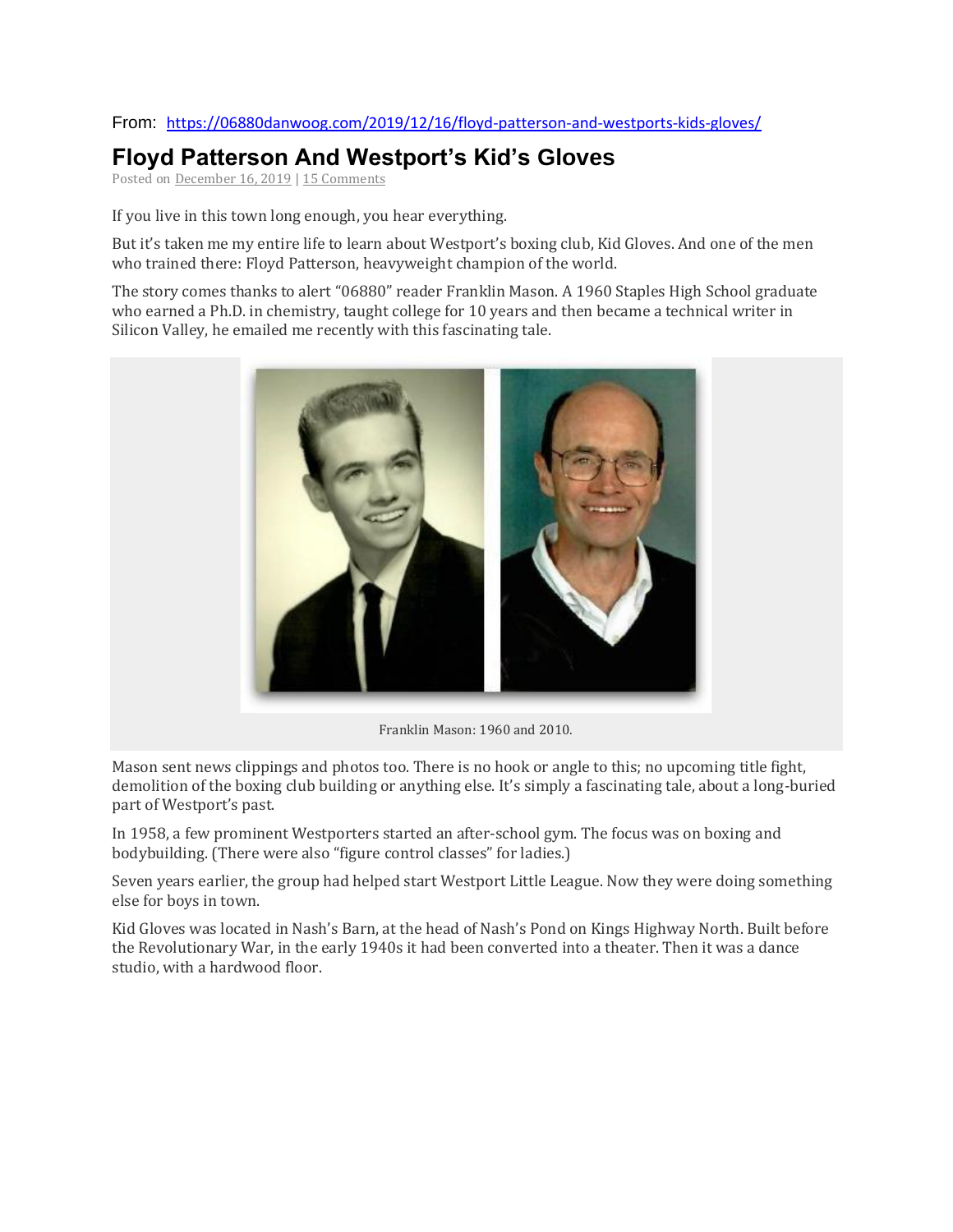From: https://06880danwoog.com/2019/12/16/floyd-patterson-and-westports-kids-gloves/

# Floyd Patterson And Westport's Kid's Gloves

Posted on December 16, 2019 | 15 Comments

If you live in this town long enough, you hear everything.

But it's taken me my entire life to learn about Westport's boxing club, Kid Gloves. And one of the men who trained there: Floyd Patterson, heavyweight champion of the world.

The story comes thanks to alert "06880" reader Franklin Mason. A 1960 Staples High School graduate who earned a Ph.D. in chemistry, taught college for 10 years and then became a technical writer in Silicon Valley, he emailed me recently with this fascinating tale.

Franklin Mason: 1960 and 2010.

Mason sent news clippings and photos too. There is no hook or angle to this; no upcoming title fight, demolition of the boxing club building or anything else. It's simply a fascinating tale, about a long-buried part of Westport's past.

In 1958, a few prominent Westporters started an after-school gym. The focus was on boxing and bodybuilding. (There were also "figure control classes" for ladies.)

Seven years earlier, the group had helped start Westport Little League. Now they were doing something else for boys in town.

Kid Gloves was located in Nash's Barn, at the head of Nash's Pond on Kings Highway North. Built before the Revolutionary War, in the early 1940s it had been converted into a theater. Then it was a dance studio, with a hardwood floor.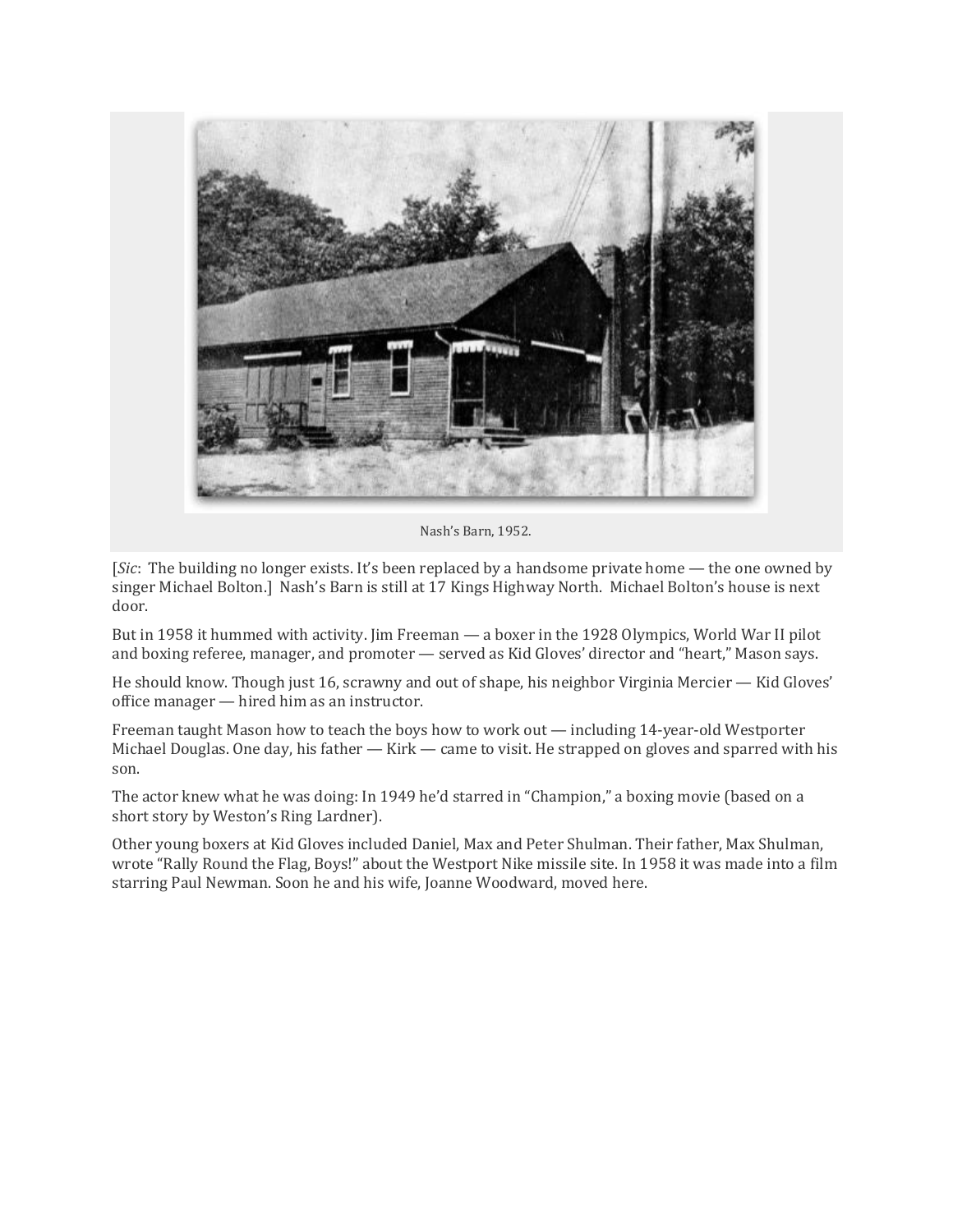Nash's Barn, 1952.

[*Sic*: The building no longer exists. It's been replaced by a handsome private home — the one owned by singer Michael Bolton.] Nash's Barn is still at 17 Kings Highway North. Michael Bolton's house is next door.

But in 1958 it hummed with activity. Jim Freeman — a boxer in the 1928 Olympics, World War II pilot and boxing referee, manager, and promoter — served as Kid Gloves' director and "heart," Mason says.

He should know. Though just 16, scrawny and out of shape, his neighbor Virginia Mercier — Kid Gloves' office manager — hired him as an instructor.

Freeman taught Mason how to teach the boys how to work out — including 14-year-old Westporter Michael Douglas. One day, his father — Kirk — came to visit. He strapped on gloves and sparred with his son.

The actor knew what he was doing: In 1949 he'd starred in "Champion," a boxing movie (based on a short story by Weston's Ring Lardner).

Other young boxers at Kid Gloves included Daniel, Max and Peter Shulman. Their father, Max Shulman, wrote "Rally Round the Flag, Boys!" about the Westport Nike missile site. In 1958 it was made into a film starring Paul Newman. Soon he and his wife, Joanne Woodward, moved here.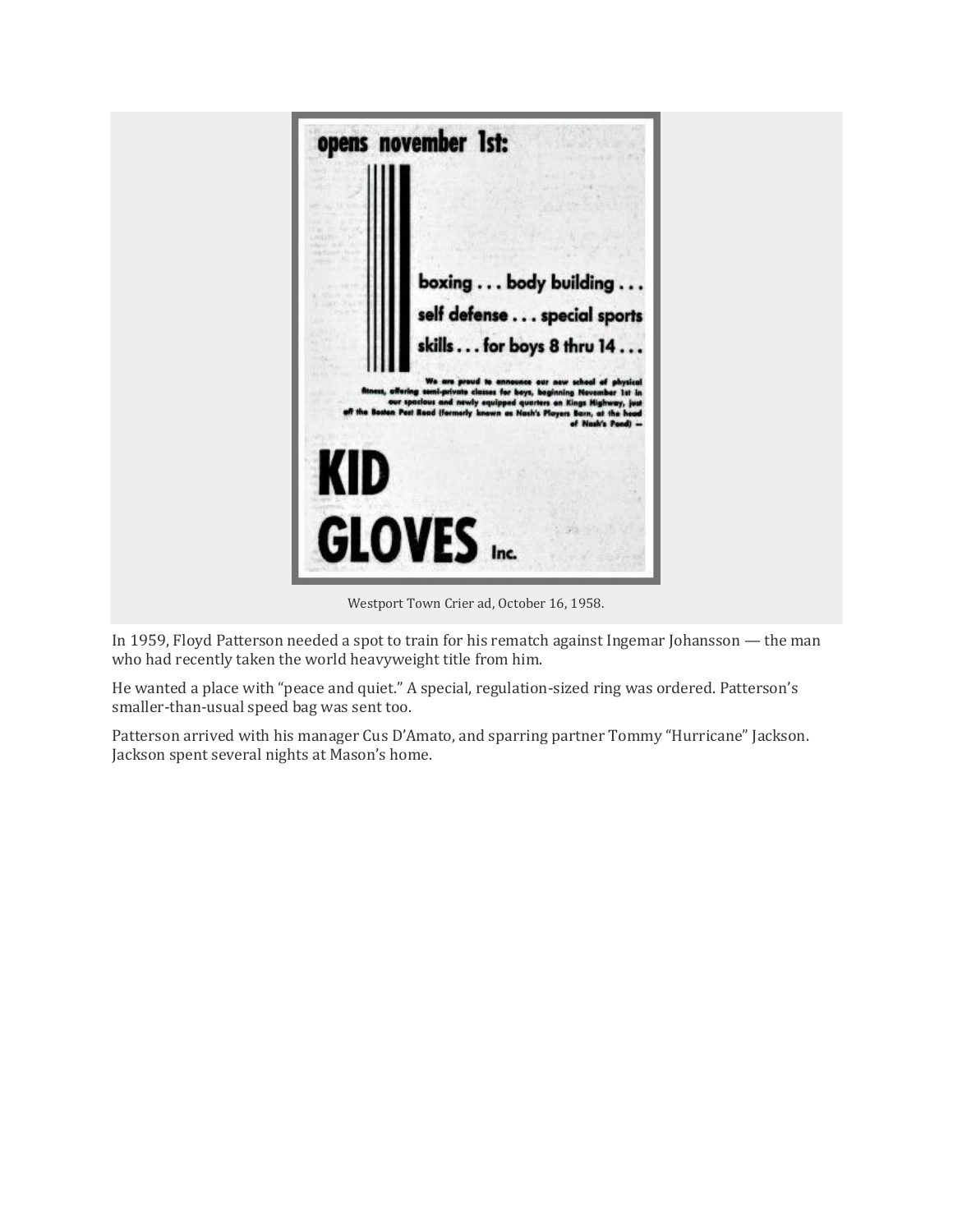opens november 1st:

boxing . . . body building . . . self defense . . . special sports skills . . . for boys 8 thru 14 . . .

We are proud to announce our new school of physical fitness, offering semi-private classes for boys, beginning November 1st in our spacious and newly equipped quarters on Kings Highway, just off the Boston Post Road (formerly known as Nash's Players Barn, at the head of Nash's Pond) —

**KID GLOVES** Inc.

Westport Town Crier ad, October 16, 1958.

In 1959, Floyd Patterson needed a spot to train for his rematch against Ingemar Johansson — the man who had recently taken the world heavyweight title from him.

He wanted a place with "peace and quiet." A special, regulation-sized ring was ordered. Patterson's smaller-than-usual speed bag was sent too.

Patterson arrived with his manager Cus D'Amato, and sparring partner Tommy "Hurricane" Jackson. Jackson spent several nights at Mason's home.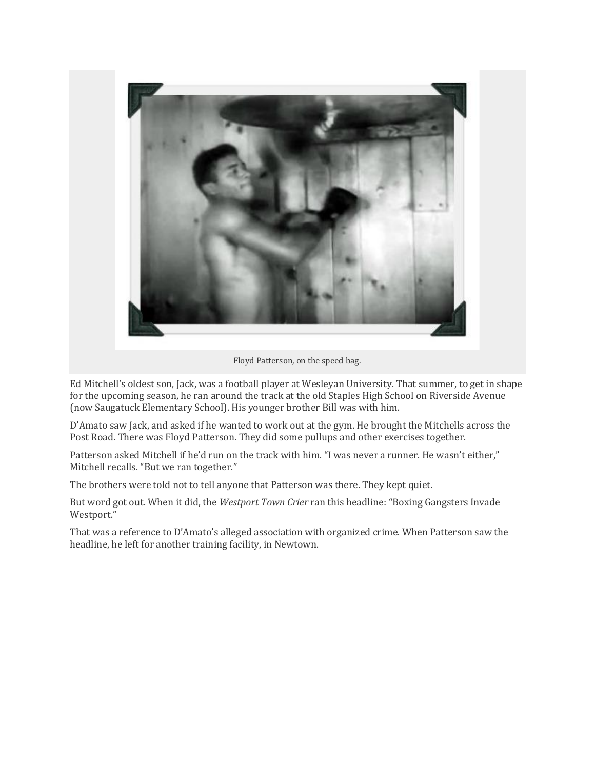Floyd Patterson, on the speed bag.

Ed Mitchell's oldest son, Jack, was a football player at Wesleyan University. That summer, to get in shape for the upcoming season, he ran around the track at the old Staples High School on Riverside Avenue (now Saugatuck Elementary School). His younger brother Bill was with him.

D'Amato saw Jack, and asked if he wanted to work out at the gym. He brought the Mitchells across the Post Road. There was Floyd Patterson. They did some pullups and other exercises together.

Patterson asked Mitchell if he'd run on the track with him. "I was never a runner. He wasn't either," Mitchell recalls. "But we ran together."

The brothers were told not to tell anyone that Patterson was there. They kept quiet.

But word got out. When it did, the *Westport Town Crier* ran this headline: "Boxing Gangsters Invade Westport."

That was a reference to D'Amato's alleged association with organized crime. When Patterson saw the headline, he left for another training facility, in Newtown.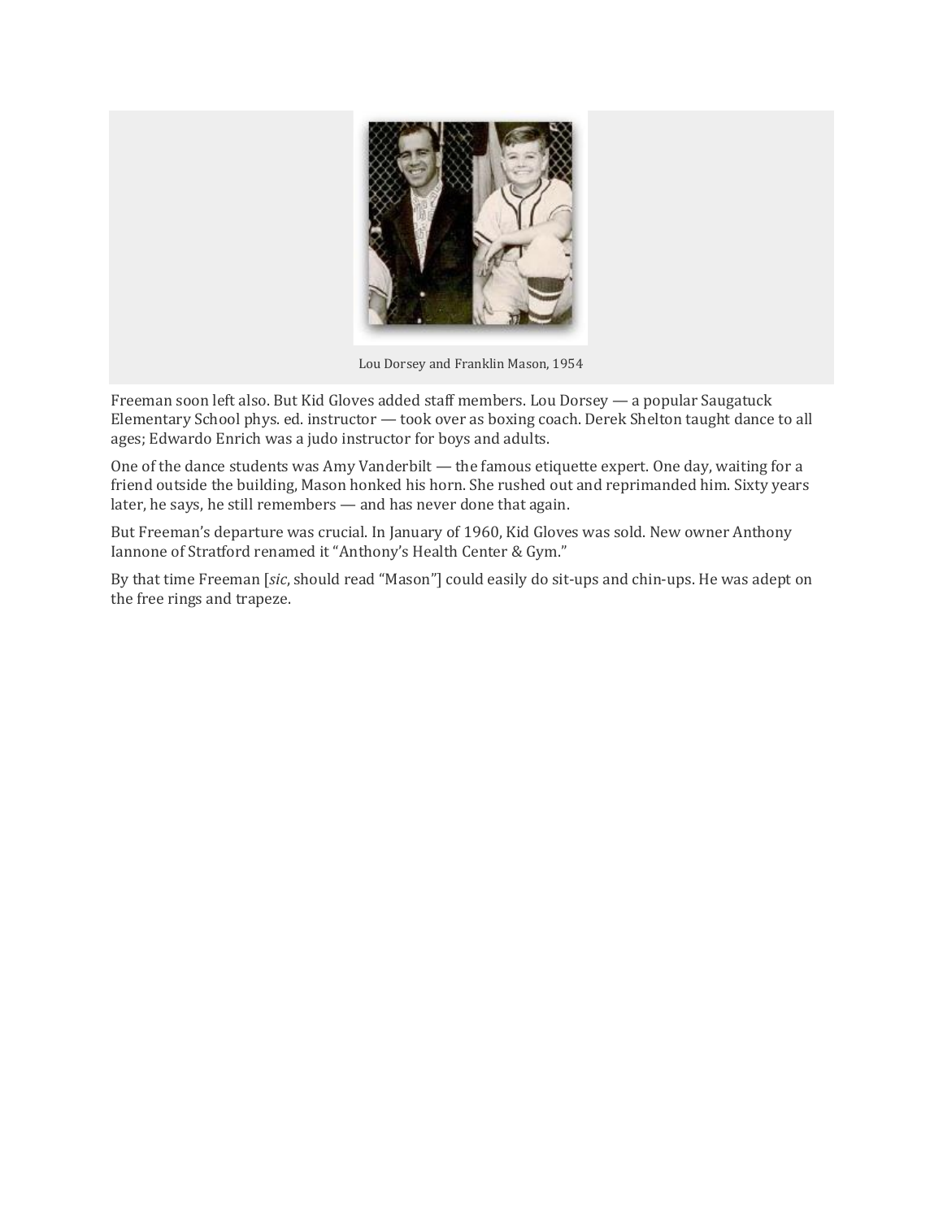Lou Dorsey and Franklin Mason, 1954

Freeman soon left also. But Kid Gloves added staff members. Lou Dorsey — a popular Saugatuck Elementary School phys. ed. instructor — took over as boxing coach. Derek Shelton taught dance to all ages; Edwardo Enrich was a judo instructor for boys and adults.

One of the dance students was Amy Vanderbilt — the famous etiquette expert. One day, waiting for a friend outside the building, Mason honked his horn. She rushed out and reprimanded him. Sixty years later, he says, he still remembers — and has never done that again.

But Freeman's departure was crucial. In January of 1960, Kid Gloves was sold. New owner Anthony Iannone of Stratford renamed it "Anthony's Health Center & Gym."

By that time Freeman [*sic*, should read "Mason"] could easily do sit-ups and chin-ups. He was adept on the free rings and trapeze.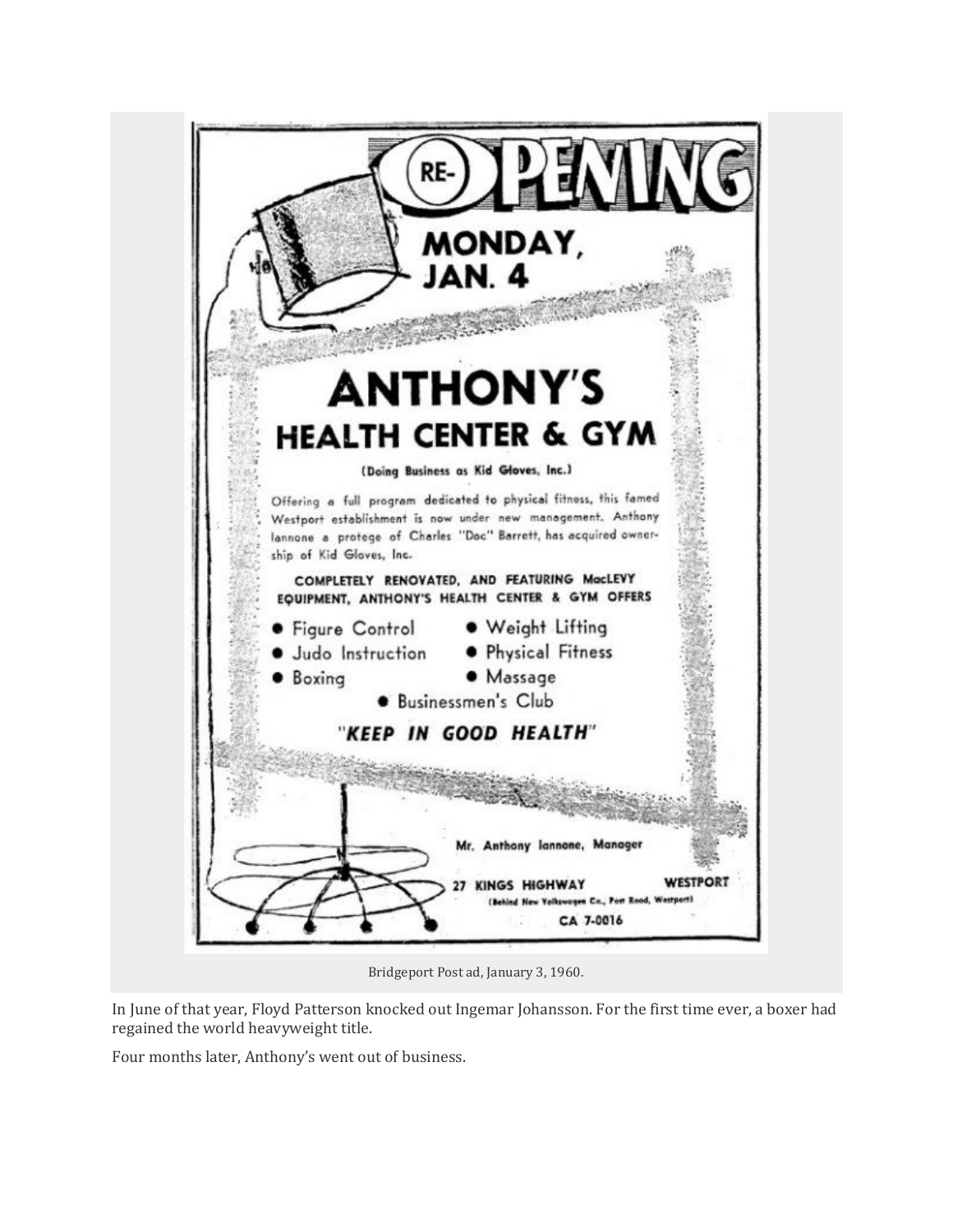# RE-OPENING

## MONDAY, JAN. 4

# ANTHONY'S

## HEALTH CENTER & GYM

(Doing Business as Kid Gloves, Inc.)

Offering a full program dedicated to physical fitness, this famed Westport establishment is now under new management. Anthony Iannone a protege of Charles "Doc" Barrett, has acquired ownership of Kid Gloves, Inc.

**COMPLETELY RENOVATED, AND FEATURING MacLEVY EQUIPMENT, ANTHONY'S HEALTH CENTER & GYM OFFERS**

- Figure Control
- Judo Instruction
- Boxing
- Weight Lifting
- Physical Fitness
- Massage
- Businessmen's Club

***"KEEP IN GOOD HEALTH"***

Mr. Anthony Iannone, Manager

27 KINGS HIGHWAY WESTPORT

(Behind New Volkswagen Co., Post Road, Westport)

CA 7-0016

Bridgeport Post ad, January 3, 1960.

In June of that year, Floyd Patterson knocked out Ingemar Johansson. For the first time ever, a boxer had regained the world heavyweight title.

Four months later, Anthony's went out of business.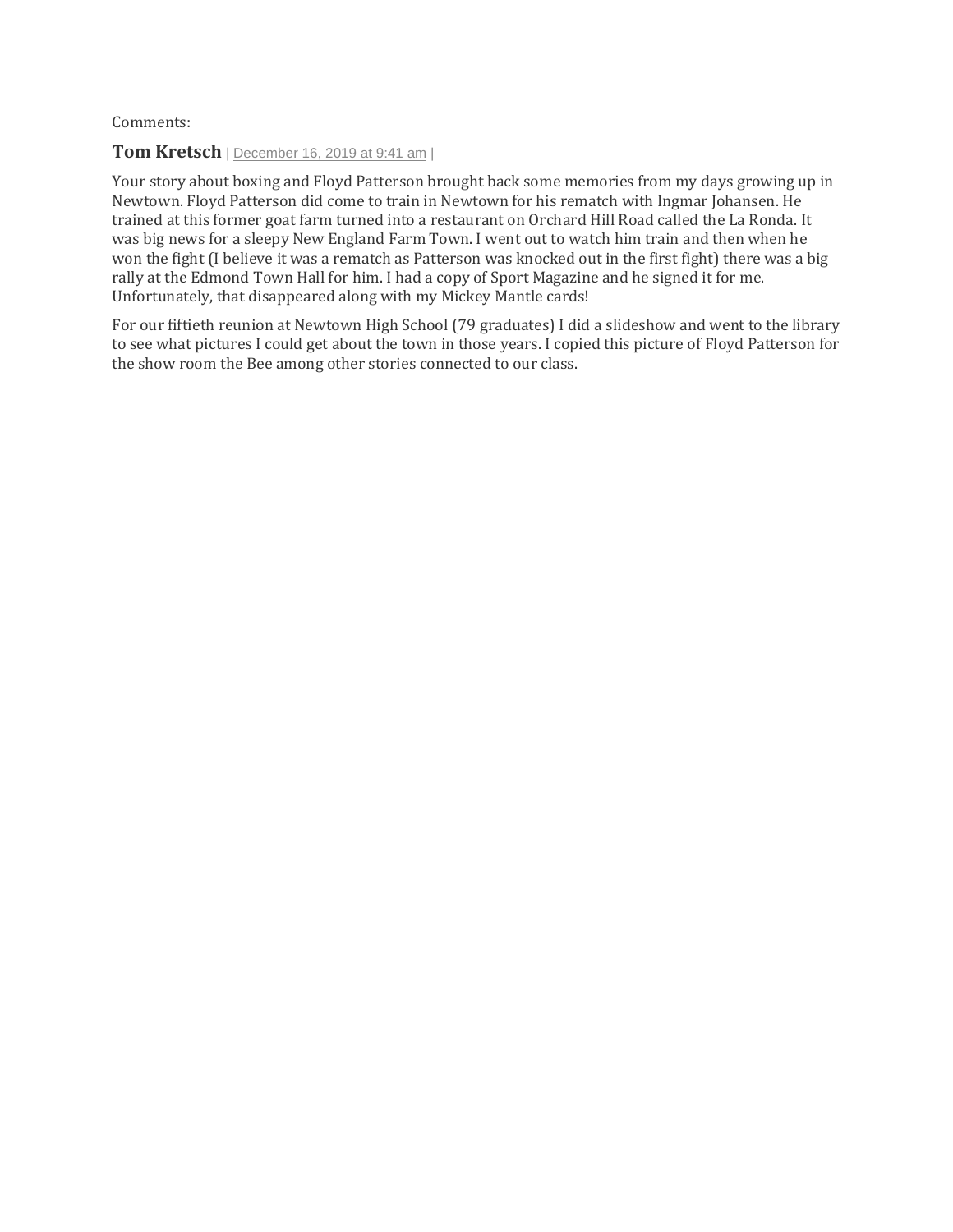Comments:

**Tom Kretsch** | December 16, 2019 at 9:41 am |

Your story about boxing and Floyd Patterson brought back some memories from my days growing up in Newtown. Floyd Patterson did come to train in Newtown for his rematch with Ingmar Johansen. He trained at this former goat farm turned into a restaurant on Orchard Hill Road called the La Ronda. It was big news for a sleepy New England Farm Town. I went out to watch him train and then when he won the fight (I believe it was a rematch as Patterson was knocked out in the first fight) there was a big rally at the Edmond Town Hall for him. I had a copy of Sport Magazine and he signed it for me. Unfortunately, that disappeared along with my Mickey Mantle cards!

For our fiftieth reunion at Newtown High School (79 graduates) I did a slideshow and went to the library to see what pictures I could get about the town in those years. I copied this picture of Floyd Patterson for the show room the Bee among other stories connected to our class.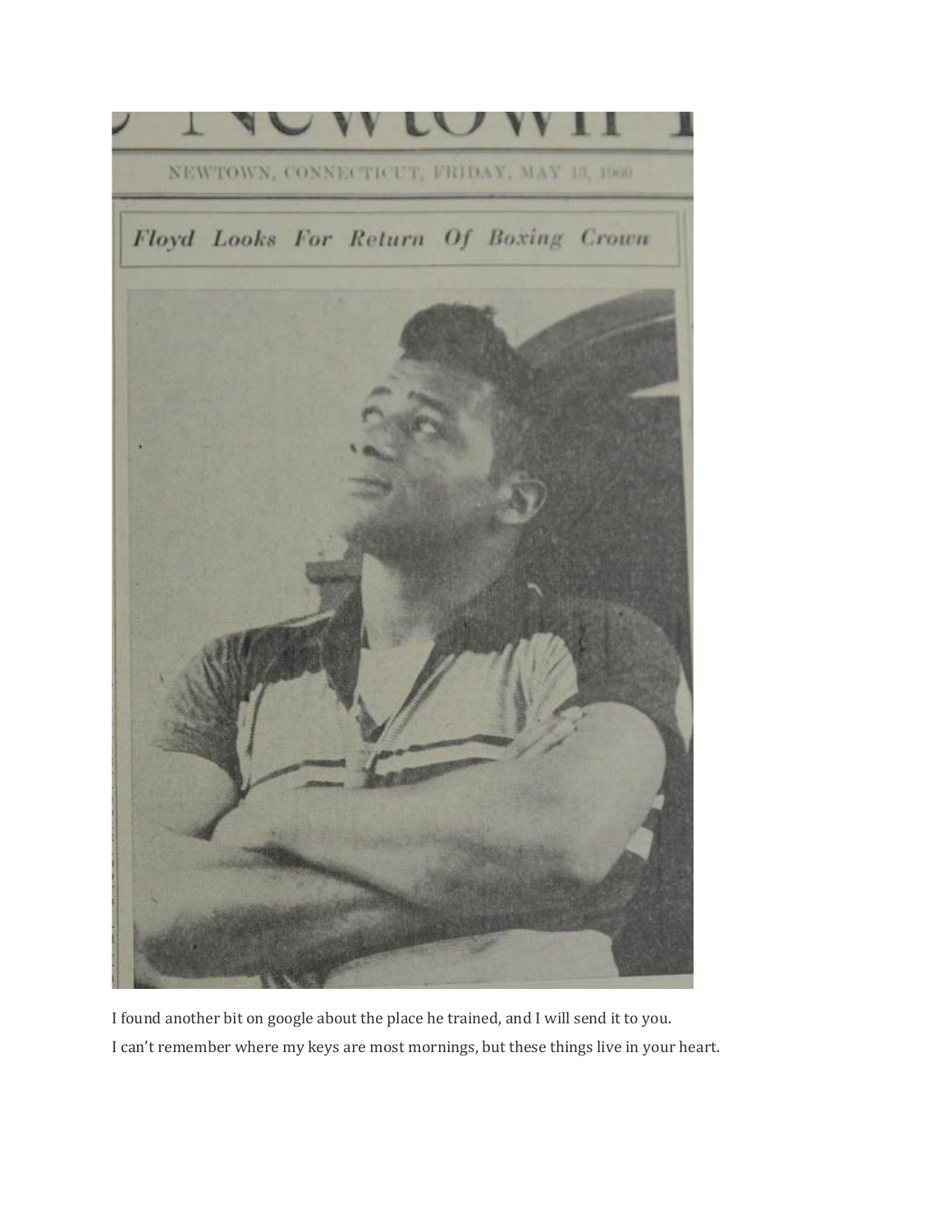NEWTOWN, CONNECTICUT, FRIDAY, MAY 13, 1960

*Floyd Looks For Return Of Boxing Crown*

I found another bit on google about the place he trained, and I will send it to you.

I can't remember where my keys are most mornings, but these things live in your heart.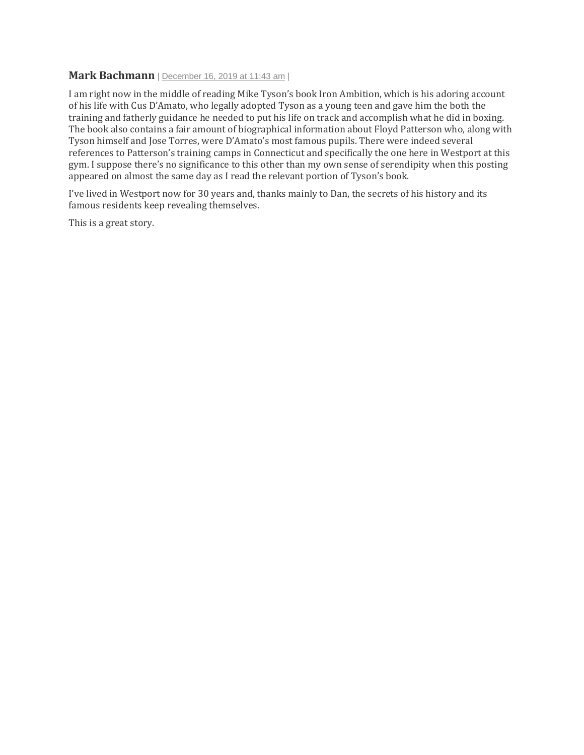**Mark Bachmann** | December 16, 2019 at 11:43 am |

I am right now in the middle of reading Mike Tyson's book Iron Ambition, which is his adoring account of his life with Cus D'Amato, who legally adopted Tyson as a young teen and gave him the both the training and fatherly guidance he needed to put his life on track and accomplish what he did in boxing. The book also contains a fair amount of biographical information about Floyd Patterson who, along with Tyson himself and Jose Torres, were D'Amato's most famous pupils. There were indeed several references to Patterson's training camps in Connecticut and specifically the one here in Westport at this gym. I suppose there's no significance to this other than my own sense of serendipity when this posting appeared on almost the same day as I read the relevant portion of Tyson's book.

I've lived in Westport now for 30 years and, thanks mainly to Dan, the secrets of his history and its famous residents keep revealing themselves.

This is a great story.